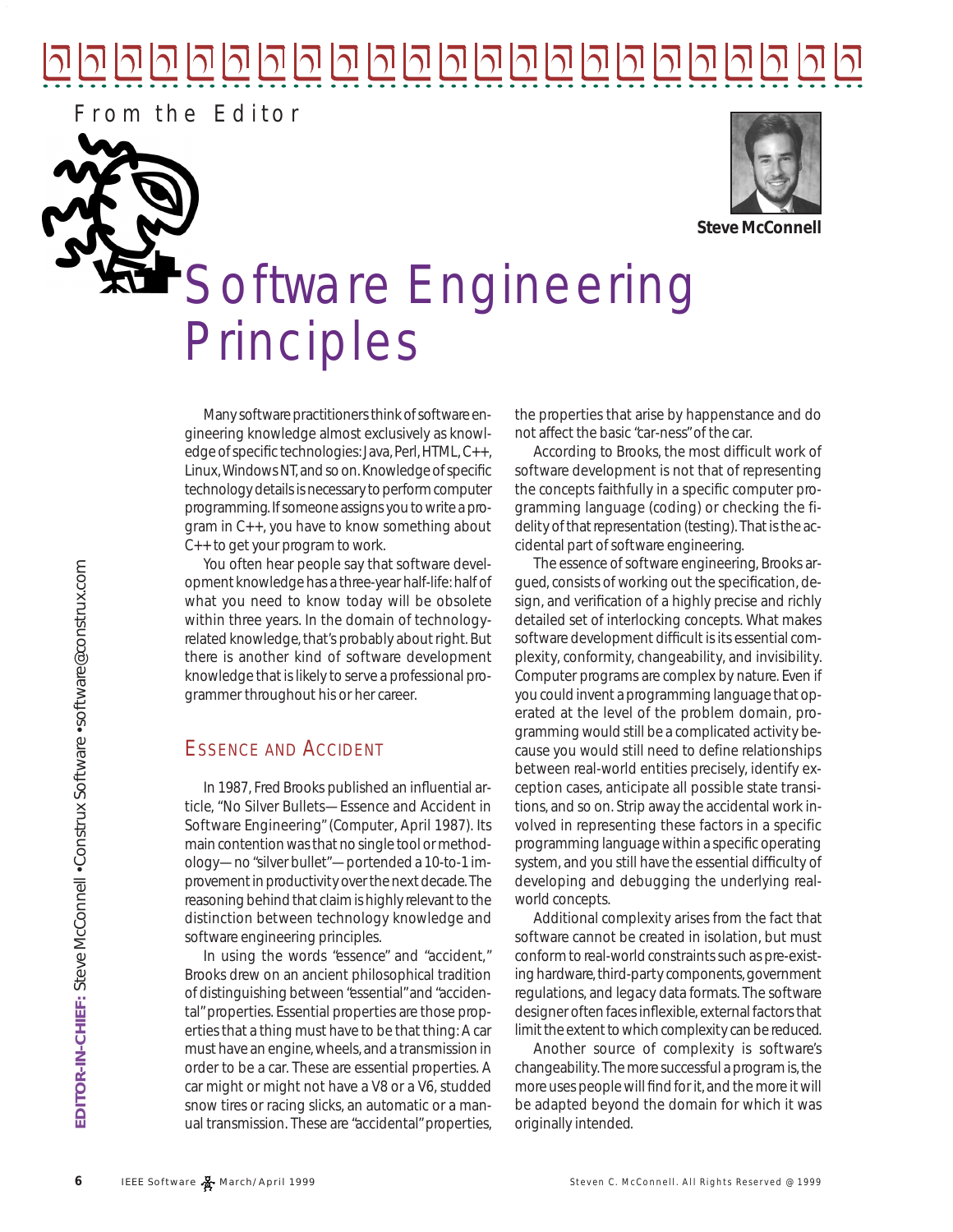From the Editor

Steve McConnell

# Software Engineering Principles

Many software practitioners think of software engineering knowledge almost exclusively as knowledge of specific technologies: Java, Perl, HTML, C++, Linux, Windows NT, and so on. Knowledge of specific technology details is necessary to perform computer programming. If someone assigns you to write a program in C++, you have to know something about C++ to get your program to work.

You often hear people say that software development knowledge has a three-year half-life: half of what you need to know today will be obsolete within three years. In the domain of technology-related knowledge, that's probably about right. But there is another kind of software development knowledge that is likely to serve a professional programmer throughout his or her career.

## Essence and Accident

In 1987, Fred Brooks published an influential article, "No Silver Bullets—Essence and Accident in Software Engineering" (Computer, April 1987). Its main contention was that no single tool or methodology—no "silver bullet"—portended a 10-to-1 improvement in productivity over the next decade. The reasoning behind that claim is highly relevant to the distinction between technology knowledge and software engineering principles.

In using the words "essence" and "accident," Brooks drew on an ancient philosophical tradition of distinguishing between "essential" and "accidental" properties. Essential properties are those properties that a thing must have to be that thing: A car must have an engine, wheels, and a transmission in order to be a car. These are essential properties. A car might or might not have a V8 or a V6, studded snow tires or racing slicks, an automatic or a manual transmission. These are "accidental" properties, the properties that arise by happenstance and do not affect the basic "car-ness" of the car.

According to Brooks, the most difficult work of software development is not that of representing the concepts faithfully in a specific computer programming language (coding) or checking the fidelity of that representation (testing). That is the accidental part of software engineering.

The essence of software engineering, Brooks argued, consists of working out the specification, design, and verification of a highly precise and richly detailed set of interlocking concepts. What makes software development difficult is its essential complexity, conformity, changeability, and invisibility. Computer programs are complex by nature. Even if you could invent a programming language that operated at the level of the problem domain, programming would still be a complicated activity because you would still need to define relationships between real-world entities precisely, identify exception cases, anticipate all possible state transitions, and so on. Strip away the accidental work involved in representing these factors in a specific programming language within a specific operating system, and you still have the essential difficulty of developing and debugging the underlying real-world concepts.

Additional complexity arises from the fact that software cannot be created in isolation, but must conform to real-world constraints such as pre-existing hardware, third-party components, government regulations, and legacy data formats. The software designer often faces inflexible, external factors that limit the extent to which complexity can be reduced.

Another source of complexity is software's changeability. The more successful a program is, the more uses people will find for it, and the more it will be adapted beyond the domain for which it was originally intended.

**EDITOR-IN-CHIEF:** Steve McConnell • Construx Software • software@construx.com

Steven C. McConnell. All Rights Reserved @ 1999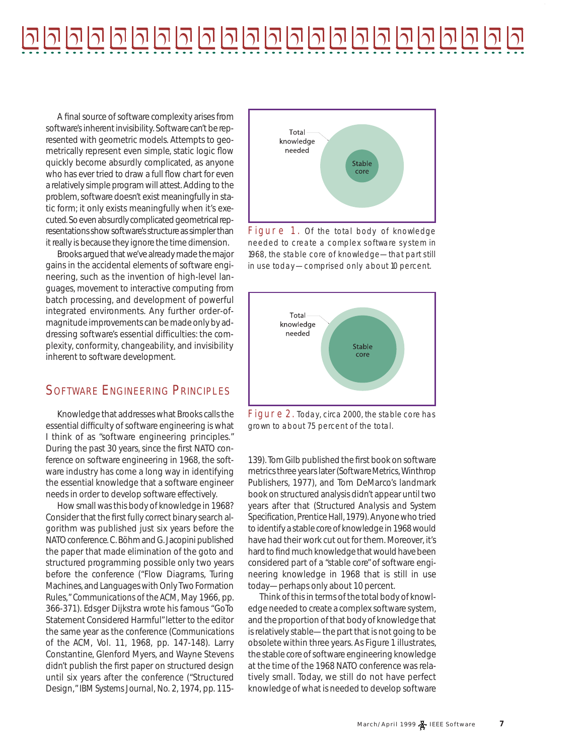A final source of software complexity arises from software's inherent invisibility. Software can't be represented with geometric models. Attempts to geometrically represent even simple, static logic flow quickly become absurdly complicated, as anyone who has ever tried to draw a full flow chart for even a relatively simple program will attest. Adding to the problem, software doesn't exist meaningfully in static form; it only exists meaningfully when it's executed. So even absurdly complicated geometrical representations show software's structure as simpler than it really is because they ignore the time dimension.

Brooks argued that we've already made the major gains in the accidental elements of software engineering, such as the invention of high-level languages, movement to interactive computing from batch processing, and development of powerful integrated environments. Any further order-of-magnitude improvements can be made only by addressing software's essential difficulties: the complexity, conformity, changeability, and invisibility inherent to software development.

## Software Engineering Principles

Knowledge that addresses what Brooks calls the essential difficulty of software engineering is what I think of as "software engineering principles." During the past 30 years, since the first NATO conference on software engineering in 1968, the software industry has come a long way in identifying the essential knowledge that a software engineer needs in order to develop software effectively.

How small was this body of knowledge in 1968? Consider that the first fully correct binary search algorithm was published just six years before the NATO conference. C. Böhm and G. Jacopini published the paper that made elimination of the goto and structured programming possible only two years before the conference ("Flow Diagrams, Turing Machines, and Languages with Only Two Formation Rules," *Communications of the ACM*, May 1966, pp. 366-371). Edsger Dijkstra wrote his famous "GoTo Statement Considered Harmful" letter to the editor the same year as the conference (*Communications of the ACM*, Vol. 11, 1968, pp. 147-148). Larry Constantine, Glenford Myers, and Wayne Stevens didn't publish the first paper on structured design until six years after the conference ("Structured Design," *IBM Systems Journal*, No. 2, 1974, pp. 115-139). Tom Gilb published the first book on software metrics three years later (*Software Metrics*, Winthrop Publishers, 1977), and Tom DeMarco's landmark book on structured analysis didn't appear until two years after that (*Structured Analysis and System Specification*, Prentice Hall, 1979). Anyone who tried to identify a stable core of knowledge in 1968 would have had their work cut out for them. Moreover, it's hard to find much knowledge that would have been considered part of a "stable core" of software engineering knowledge in 1968 that is still in use today—perhaps only about 10 percent.

Think of this in terms of the total body of knowledge needed to create a complex software system, and the proportion of that body of knowledge that is relatively stable—the part that is not going to be obsolete within three years. As Figure 1 illustrates, the stable core of software engineering knowledge at the time of the 1968 NATO conference was relatively small. Today, we still do not have perfect knowledge of what is needed to develop software

Total knowledge needed

Stable core

Figure 1. Of the total body of knowledge needed to create a complex software system in 1968, the stable core of knowledge—that part still in use today—comprised only about 10 percent.

Total knowledge needed

Stable core

Figure 2. Today, circa 2000, the stable core has grown to about 75 percent of the total.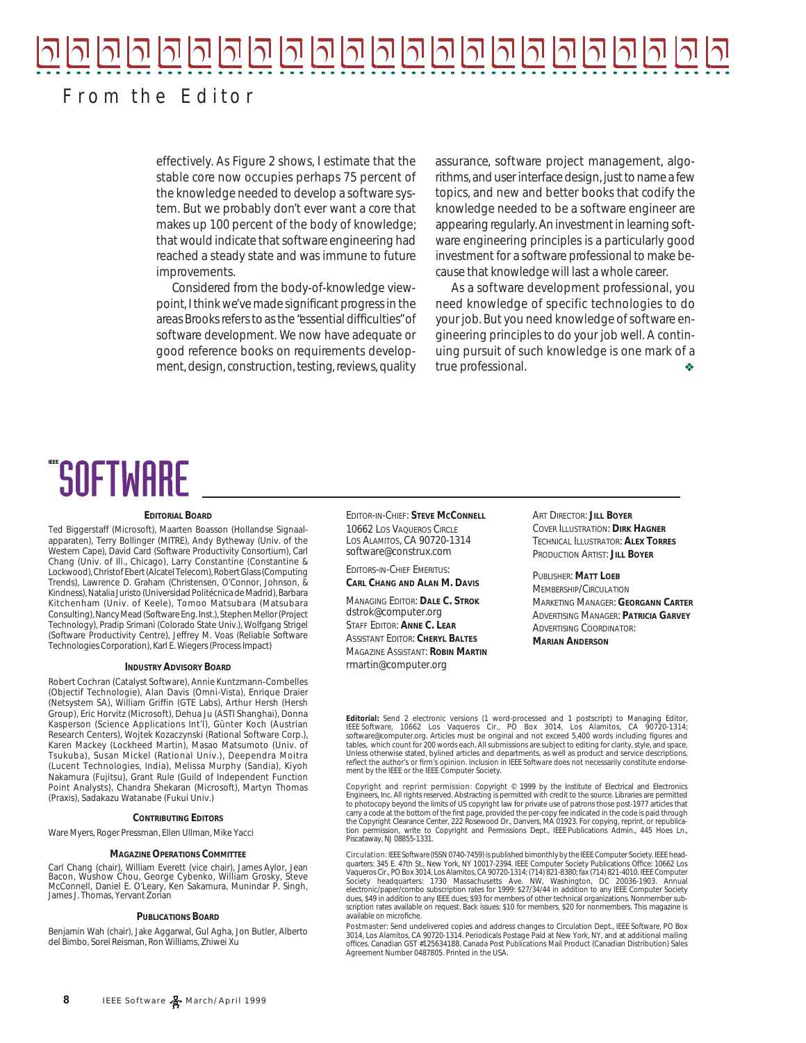effectively. As Figure 2 shows, I estimate that the stable core now occupies perhaps 75 percent of the knowledge needed to develop a software system. But we probably don't ever want a core that makes up 100 percent of the body of knowledge; that would indicate that software engineering had reached a steady state and was immune to future improvements.

Considered from the body-of-knowledge viewpoint, I think we've made significant progress in the areas Brooks refers to as the "essential difficulties" of software development. We now have adequate or good reference books on requirements development, design, construction, testing, reviews, quality assurance, software project management, algorithms, and user interface design, just to name a few topics, and new and better books that codify the knowledge needed to be a software engineer are appearing regularly. An investment in learning software engineering principles is a particularly good investment for a software professional to make because that knowledge will last a whole career.

As a software development professional, you need knowledge of specific technologies to do your job. But you need knowledge of software engineering principles to do your job well. A continuing pursuit of such knowledge is one mark of a true professional. ❖

# IEEE SOFTWARE

**EDITORIAL BOARD**

Ted Biggerstaff (Microsoft), Maarten Boasson (Hollandse Signaalapparaten), Terry Bollinger (MITRE), Andy Bytheway (Univ. of the Western Cape), David Card (Software Productivity Consortium), Carl Chang (Univ. of Ill., Chicago), Larry Constantine (Constantine & Lockwood), Christof Ebert (Alcatel Telecom), Robert Glass (Computing Trends), Lawrence D. Graham (Christensen, O'Connor, Johnson, & Kindness), Natalia Juristo (Universidad Politécnica de Madrid), Barbara Kitchenham (Univ. of Keele), Tomoo Matsubara (Matsubara Consulting), Nancy Mead (Software Eng. Inst.), Stephen Mellor (Project Technology), Pradip Srimani (Colorado State Univ.), Wolfgang Strigel (Software Productivity Centre), Jeffrey M. Voas (Reliable Software Technologies Corporation), Karl E. Wiegers (Process Impact)

**INDUSTRY ADVISORY BOARD**

Robert Cochran (Catalyst Software), Annie Kuntzmann-Combelles (Objectif Technologie), Alan Davis (Omni-Vista), Enrique Draier (Netsystem SA), William Griffin (GTE Labs), Arthur Hersh (Hersh Group), Eric Horvitz (Microsoft), Dehua Ju (ASTI Shanghai), Donna Kasperson (Science Applications Int'l), Günter Koch (Austrian Research Centers), Wojtek Kozaczynski (Rational Software Corp.), Karen Mackey (Lockheed Martin), Masao Matsumoto (Univ. of Tsukuba), Susan Mickel (Rational Univ.), Deependra Moitra (Lucent Technologies, India), Melissa Murphy (Sandia), Kiyoh Nakamura (Fujitsu), Grant Rule (Guild of Independent Function Point Analysts), Chandra Shekaran (Microsoft), Martyn Thomas (Praxis), Sadakazu Watanabe (Fukui Univ.)

**CONTRIBUTING EDITORS**

Ware Myers, Roger Pressman, Ellen Ullman, Mike Yacci

**MAGAZINE OPERATIONS COMMITTEE**

Carl Chang (chair), William Everett (vice chair), James Aylor, Jean Bacon, Wushow Chou, George Cybenko, William Grosky, Steve McConnell, Daniel E. O'Leary, Ken Sakamura, Munindar P. Singh, James J. Thomas, Yervant Zorian

**PUBLICATIONS BOARD**

Benjamin Wah (chair), Jake Aggarwal, Gul Agha, Jon Butler, Alberto del Bimbo, Sorel Reisman, Ron Williams, Zhiwei Xu

EDITOR-IN-CHIEF: **STEVE MCCONNELL**
10662 LOS VAQUEROS CIRCLE
LOS ALAMITOS, CA 90720-1314
software@construx.com

EDITORS-IN-CHIEF EMERITUS:
**CARL CHANG AND ALAN M. DAVIS**

MANAGING EDITOR: **DALE C. STROK**
dstrok@computer.org
STAFF EDITOR: **ANNE C. LEAR**
ASSISTANT EDITOR: **CHERYL BALTES**
MAGAZINE ASSISTANT: **ROBIN MARTIN**
rmartin@computer.org

ART DIRECTOR: **JILL BOYER**
COVER ILLUSTRATION: **DIRK HAGNER**
TECHNICAL ILLUSTRATOR: **ALEX TORRES**
PRODUCTION ARTIST: **JILL BOYER**

PUBLISHER: **MATT LOEB**
MEMBERSHIP/CIRCULATION
MARKETING MANAGER: **GEORGANN CARTER**
ADVERTISING MANAGER: **PATRICIA GARVEY**
ADVERTISING COORDINATOR:
**MARIAN ANDERSON**

**Editorial:** Send 2 electronic versions (1 word-processed and 1 postscript) to Managing Editor, IEEE Software, 10662 Los Vaqueros Cir., PO Box 3014, Los Alamitos, CA 90720-1314; software@computer.org. Articles must be original and not exceed 5,400 words including figures and tables, which count for 200 words each. All submissions are subject to editing for clarity, style, and space. Unless otherwise stated, bylined articles and departments, as well as product and service descriptions, reflect the author's or firm's opinion. Inclusion in IEEE Software does not necessarily constitute endorsement by the IEEE or the IEEE Computer Society.

*Copyright and reprint permission:* Copyright © 1999 by the Institute of Electrical and Electronics Engineers, Inc. All rights reserved. Abstracting is permitted with credit to the source. Libraries are permitted to photocopy beyond the limits of US copyright law for private use of patrons those post-1977 articles that carry a code at the bottom of the first page, provided the per-copy fee indicated in the code is paid through the Copyright Clearance Center, 222 Rosewood Dr., Danvers, MA 01923. For copying, reprint, or republication permission, write to Copyright and Permissions Dept., IEEE Publications Admin., 445 Hoes Ln., Piscataway, NJ 08855-1331.

*Circulation:* IEEE Software (ISSN 0740-7459) is published bimonthly by the IEEE Computer Society. IEEE headquarters: 345 E. 47th St., New York, NY 10017-2394. IEEE Computer Society Publications Office: 10662 Los Vaqueros Cir., PO Box 3014, Los Alamitos, CA 90720-1314; (714) 821-8380; fax (714) 821-4010. IEEE Computer Society headquarters: 1730 Massachusetts Ave. NW, Washington, DC 20036-1903. Annual electronic/paper/combo subscription rates for 1999: $27/34/44 in addition to any IEEE Computer Society dues, $49 in addition to any IEEE dues; $93 for members of other technical organizations. Nonmember subscription rates available on request. Back issues: $10 for members, $20 for nonmembers. This magazine is available on microfiche.

*Postmaster:* Send undelivered copies and address changes to Circulation Dept., IEEE Software, PO Box 3014, Los Alamitos, CA 90720-1314. Periodicals Postage Paid at New York, NY, and at additional mailing offices. Canadian GST #125634188. Canada Post Publications Mail Product (Canadian Distribution) Sales Agreement Number 0487805. Printed in the USA.